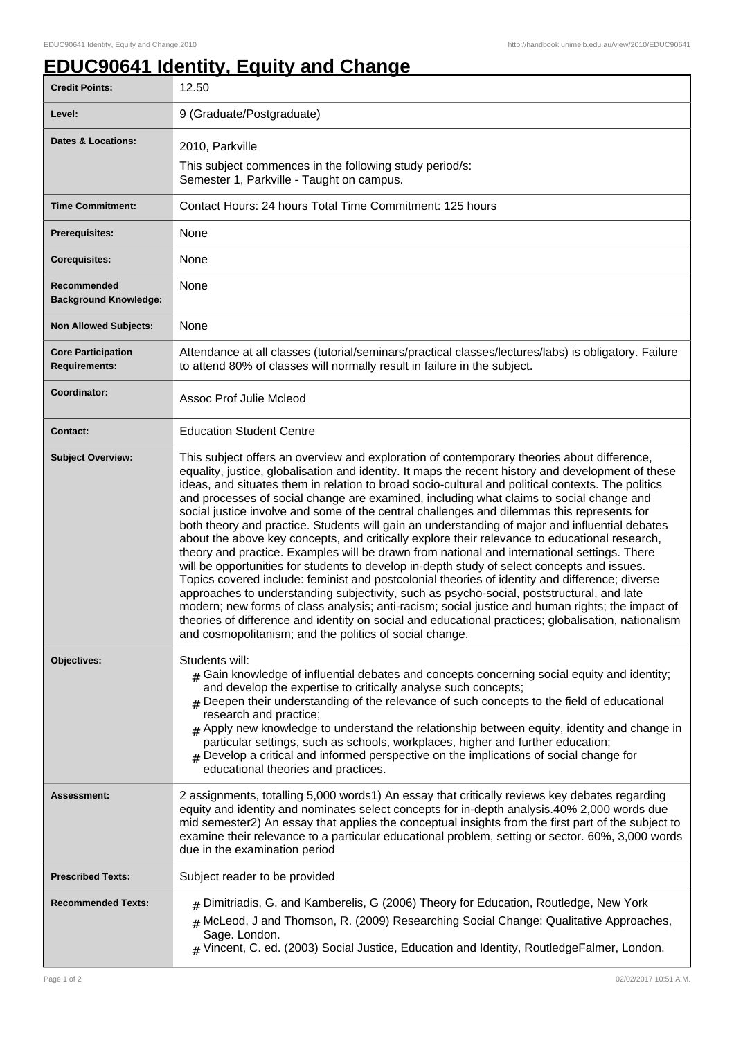# EDUC90641 Identity, Equity and Change

| | |
|---|---|
| **Credit Points:** | 12.50 |
| **Level:** | 9 (Graduate/Postgraduate) |
| **Dates & Locations:** | 2010, Parkville<br>This subject commences in the following study period/s:<br>Semester 1, Parkville - Taught on campus. |
| **Time Commitment:** | Contact Hours: 24 hours Total Time Commitment: 125 hours |
| **Prerequisites:** | None |
| **Corequisites:** | None |
| **Recommended Background Knowledge:** | None |
| **Non Allowed Subjects:** | None |
| **Core Participation Requirements:** | Attendance at all classes (tutorial/seminars/practical classes/lectures/labs) is obligatory. Failure to attend 80% of classes will normally result in failure in the subject. |
| **Coordinator:** | Assoc Prof Julie Mcleod |
| **Contact:** | Education Student Centre |
| **Subject Overview:** | This subject offers an overview and exploration of contemporary theories about difference, equality, justice, globalisation and identity. It maps the recent history and development of these ideas, and situates them in relation to broad socio-cultural and political contexts. The politics and processes of social change are examined, including what claims to social change and social justice involve and some of the central challenges and dilemmas this represents for both theory and practice. Students will gain an understanding of major and influential debates about the above key concepts, and critically explore their relevance to educational research, theory and practice. Examples will be drawn from national and international settings. There will be opportunities for students to develop in-depth study of select concepts and issues. Topics covered include: feminist and postcolonial theories of identity and difference; diverse approaches to understanding subjectivity, such as psycho-social, poststructural, and late modern; new forms of class analysis; anti-racism; social justice and human rights; the impact of theories of difference and identity on social and educational practices; globalisation, nationalism and cosmopolitanism; and the politics of social change. |
| **Objectives:** | Students will:<br># Gain knowledge of influential debates and concepts concerning social equity and identity; and develop the expertise to critically analyse such concepts;<br># Deepen their understanding of the relevance of such concepts to the field of educational research and practice;<br># Apply new knowledge to understand the relationship between equity, identity and change in particular settings, such as schools, workplaces, higher and further education;<br># Develop a critical and informed perspective on the implications of social change for educational theories and practices. |
| **Assessment:** | 2 assignments, totalling 5,000 words1) An essay that critically reviews key debates regarding equity and identity and nominates select concepts for in-depth analysis.40% 2,000 words due mid semester2) An essay that applies the conceptual insights from the first part of the subject to examine their relevance to a particular educational problem, setting or sector. 60%, 3,000 words due in the examination period |
| **Prescribed Texts:** | Subject reader to be provided |
| **Recommended Texts:** | # Dimitriadis, G. and Kamberelis, G (2006) Theory for Education, Routledge, New York<br># McLeod, J and Thomson, R. (2009) Researching Social Change: Qualitative Approaches, Sage. London.<br># Vincent, C. ed. (2003) Social Justice, Education and Identity, RoutledgeFalmer, London. |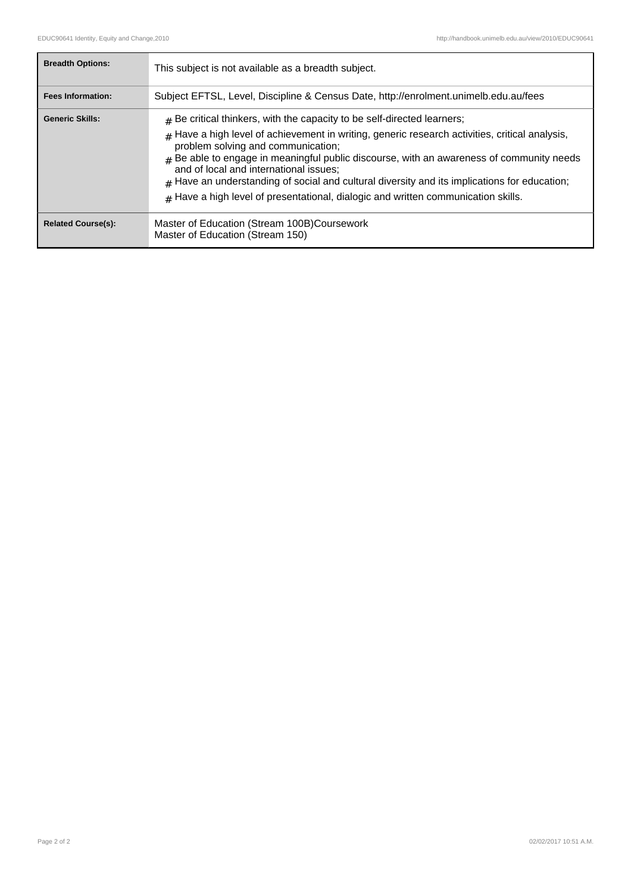| | |
|---|---|
| **Breadth Options:** | This subject is not available as a breadth subject. |
| **Fees Information:** | Subject EFTSL, Level, Discipline & Census Date, http://enrolment.unimelb.edu.au/fees |
| **Generic Skills:** | # Be critical thinkers, with the capacity to be self-directed learners;<br># Have a high level of achievement in writing, generic research activities, critical analysis, problem solving and communication;<br># Be able to engage in meaningful public discourse, with an awareness of community needs and of local and international issues;<br># Have an understanding of social and cultural diversity and its implications for education;<br># Have a high level of presentational, dialogic and written communication skills. |
| **Related Course(s):** | Master of Education (Stream 100B)Coursework<br>Master of Education (Stream 150) |